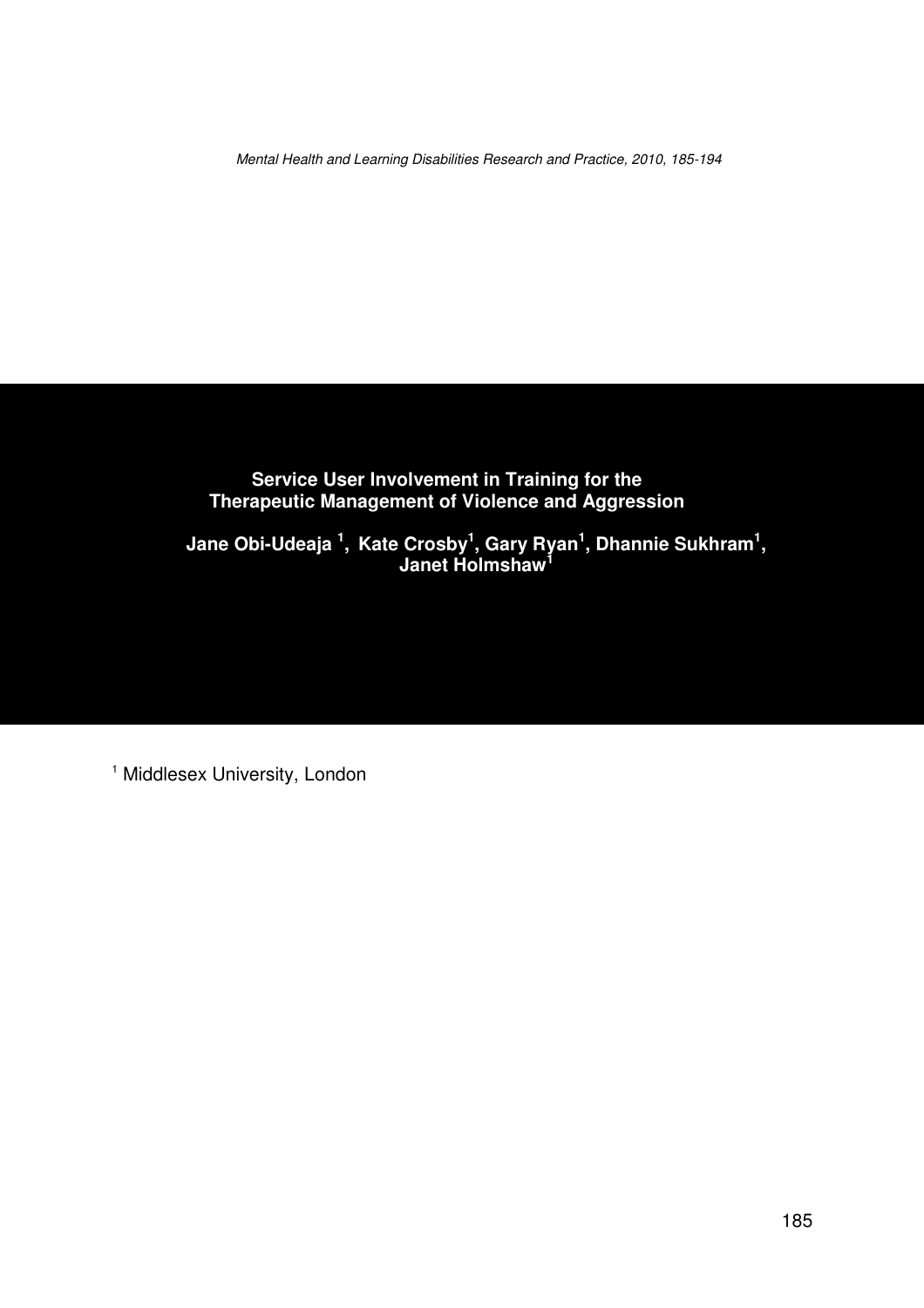# Service User Involvement in Training for the Therapeutic Management of Violence and Aggression

**Jane Obi-Udeaja [1], Kate Crosby[1], Gary Ryan[1], Dhannie Sukhram[1], Janet Holmshaw[1]**

[1] Middlesex University, London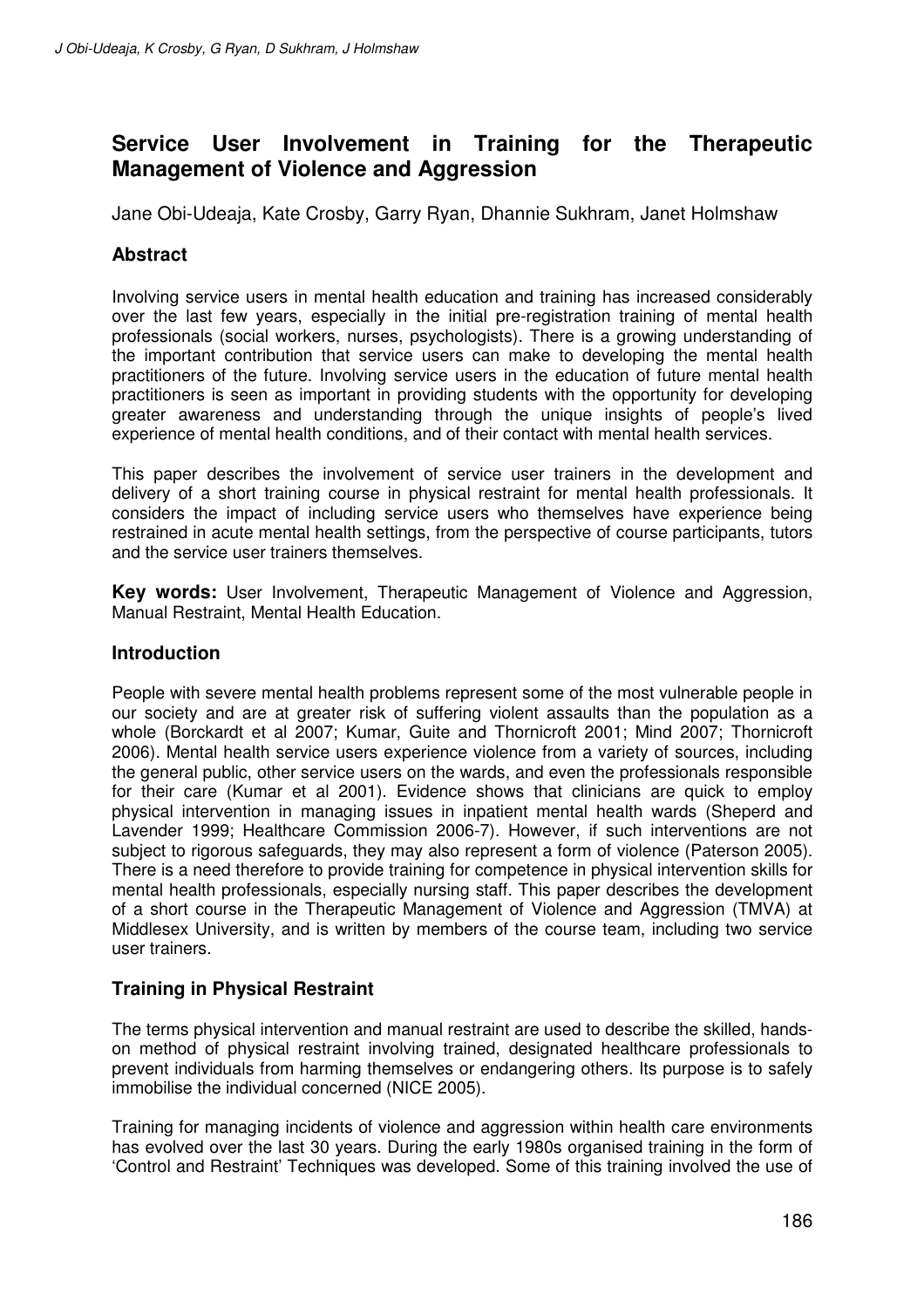# Service User Involvement in Training for the Therapeutic Management of Violence and Aggression

Jane Obi-Udeaja, Kate Crosby, Garry Ryan, Dhannie Sukhram, Janet Holmshaw

## Abstract

Involving service users in mental health education and training has increased considerably over the last few years, especially in the initial pre-registration training of mental health professionals (social workers, nurses, psychologists). There is a growing understanding of the important contribution that service users can make to developing the mental health practitioners of the future. Involving service users in the education of future mental health practitioners is seen as important in providing students with the opportunity for developing greater awareness and understanding through the unique insights of people's lived experience of mental health conditions, and of their contact with mental health services.

This paper describes the involvement of service user trainers in the development and delivery of a short training course in physical restraint for mental health professionals. It considers the impact of including service users who themselves have experience being restrained in acute mental health settings, from the perspective of course participants, tutors and the service user trainers themselves.

**Key words:** User Involvement, Therapeutic Management of Violence and Aggression, Manual Restraint, Mental Health Education.

## Introduction

People with severe mental health problems represent some of the most vulnerable people in our society and are at greater risk of suffering violent assaults than the population as a whole (Borckardt et al 2007; Kumar, Guite and Thornicroft 2001; Mind 2007; Thornicroft 2006). Mental health service users experience violence from a variety of sources, including the general public, other service users on the wards, and even the professionals responsible for their care (Kumar et al 2001). Evidence shows that clinicians are quick to employ physical intervention in managing issues in inpatient mental health wards (Sheperd and Lavender 1999; Healthcare Commission 2006-7). However, if such interventions are not subject to rigorous safeguards, they may also represent a form of violence (Paterson 2005). There is a need therefore to provide training for competence in physical intervention skills for mental health professionals, especially nursing staff. This paper describes the development of a short course in the Therapeutic Management of Violence and Aggression (TMVA) at Middlesex University, and is written by members of the course team, including two service user trainers.

## Training in Physical Restraint

The terms physical intervention and manual restraint are used to describe the skilled, hands-on method of physical restraint involving trained, designated healthcare professionals to prevent individuals from harming themselves or endangering others. Its purpose is to safely immobilise the individual concerned (NICE 2005).

Training for managing incidents of violence and aggression within health care environments has evolved over the last 30 years. During the early 1980s organised training in the form of 'Control and Restraint' Techniques was developed. Some of this training involved the use of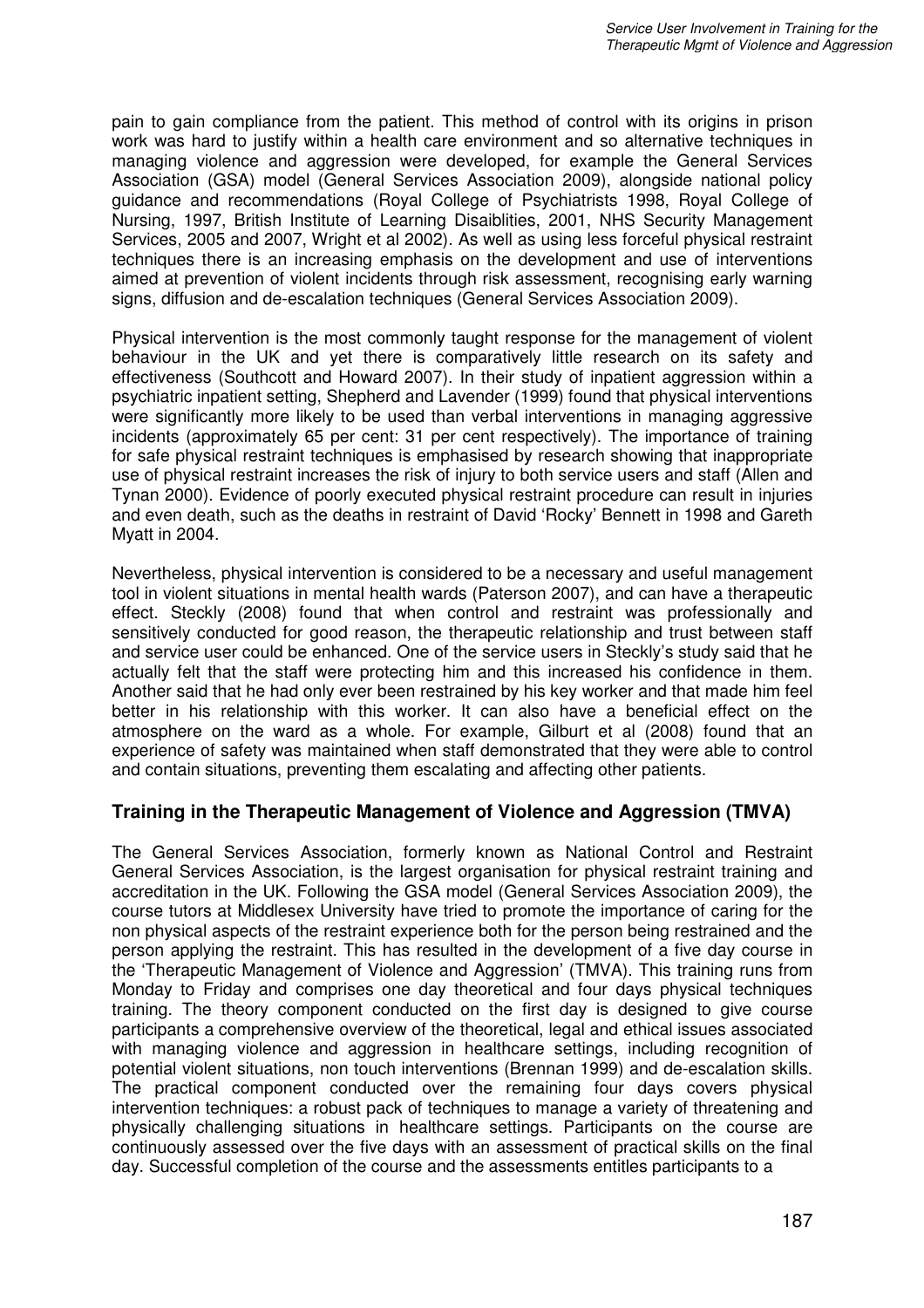pain to gain compliance from the patient. This method of control with its origins in prison work was hard to justify within a health care environment and so alternative techniques in managing violence and aggression were developed, for example the General Services Association (GSA) model (General Services Association 2009), alongside national policy guidance and recommendations (Royal College of Psychiatrists 1998, Royal College of Nursing, 1997, British Institute of Learning Disaiblities, 2001, NHS Security Management Services, 2005 and 2007, Wright et al 2002). As well as using less forceful physical restraint techniques there is an increasing emphasis on the development and use of interventions aimed at prevention of violent incidents through risk assessment, recognising early warning signs, diffusion and de-escalation techniques (General Services Association 2009).

Physical intervention is the most commonly taught response for the management of violent behaviour in the UK and yet there is comparatively little research on its safety and effectiveness (Southcott and Howard 2007). In their study of inpatient aggression within a psychiatric inpatient setting, Shepherd and Lavender (1999) found that physical interventions were significantly more likely to be used than verbal interventions in managing aggressive incidents (approximately 65 per cent: 31 per cent respectively). The importance of training for safe physical restraint techniques is emphasised by research showing that inappropriate use of physical restraint increases the risk of injury to both service users and staff (Allen and Tynan 2000). Evidence of poorly executed physical restraint procedure can result in injuries and even death, such as the deaths in restraint of David 'Rocky' Bennett in 1998 and Gareth Myatt in 2004.

Nevertheless, physical intervention is considered to be a necessary and useful management tool in violent situations in mental health wards (Paterson 2007), and can have a therapeutic effect. Steckly (2008) found that when control and restraint was professionally and sensitively conducted for good reason, the therapeutic relationship and trust between staff and service user could be enhanced. One of the service users in Steckly's study said that he actually felt that the staff were protecting him and this increased his confidence in them. Another said that he had only ever been restrained by his key worker and that made him feel better in his relationship with this worker. It can also have a beneficial effect on the atmosphere on the ward as a whole. For example, Gilburt et al (2008) found that an experience of safety was maintained when staff demonstrated that they were able to control and contain situations, preventing them escalating and affecting other patients.

## Training in the Therapeutic Management of Violence and Aggression (TMVA)

The General Services Association, formerly known as National Control and Restraint General Services Association, is the largest organisation for physical restraint training and accreditation in the UK. Following the GSA model (General Services Association 2009), the course tutors at Middlesex University have tried to promote the importance of caring for the non physical aspects of the restraint experience both for the person being restrained and the person applying the restraint. This has resulted in the development of a five day course in the 'Therapeutic Management of Violence and Aggression' (TMVA). This training runs from Monday to Friday and comprises one day theoretical and four days physical techniques training. The theory component conducted on the first day is designed to give course participants a comprehensive overview of the theoretical, legal and ethical issues associated with managing violence and aggression in healthcare settings, including recognition of potential violent situations, non touch interventions (Brennan 1999) and de-escalation skills. The practical component conducted over the remaining four days covers physical intervention techniques: a robust pack of techniques to manage a variety of threatening and physically challenging situations in healthcare settings. Participants on the course are continuously assessed over the five days with an assessment of practical skills on the final day. Successful completion of the course and the assessments entitles participants to a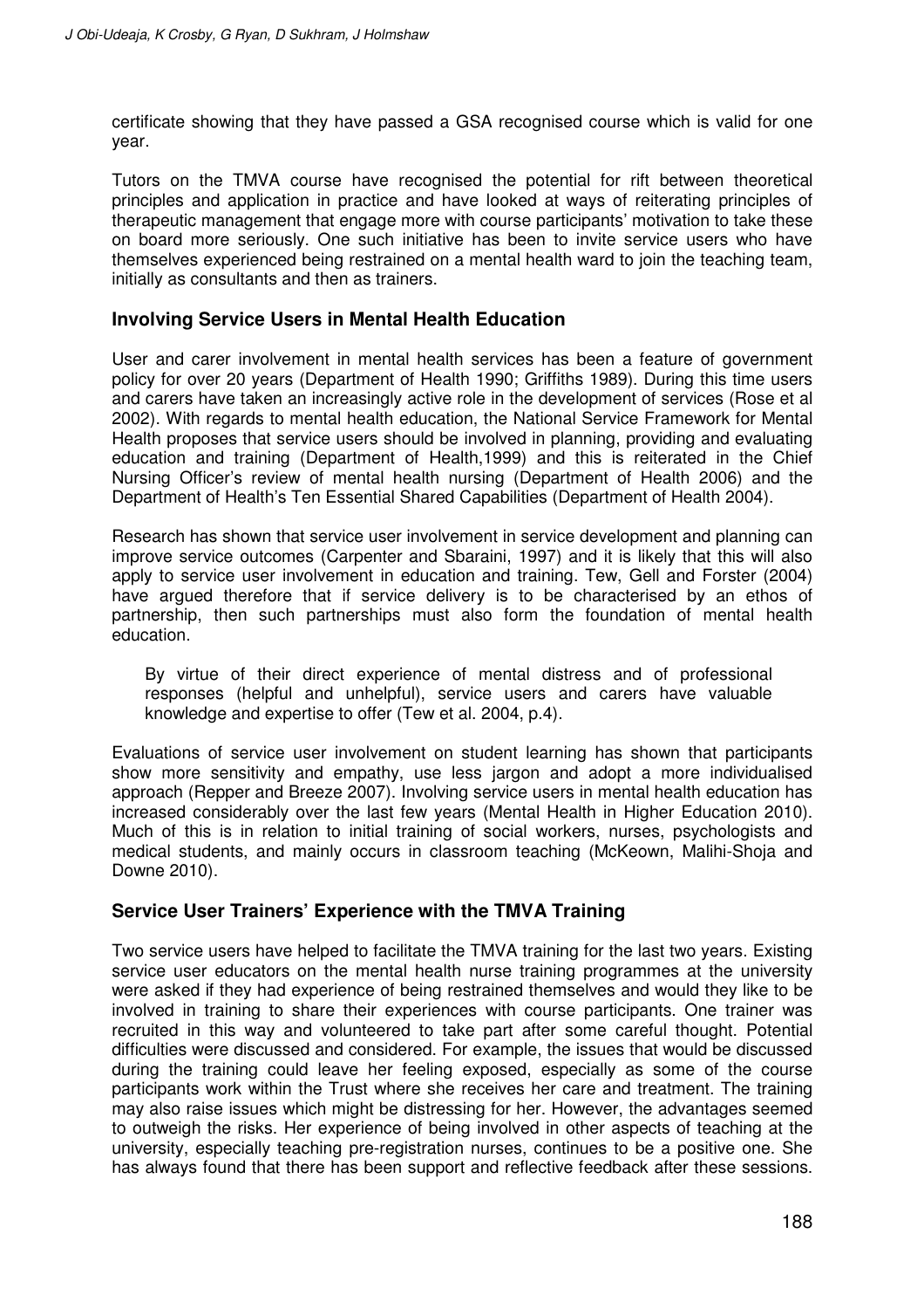certificate showing that they have passed a GSA recognised course which is valid for one year.

Tutors on the TMVA course have recognised the potential for rift between theoretical principles and application in practice and have looked at ways of reiterating principles of therapeutic management that engage more with course participants' motivation to take these on board more seriously. One such initiative has been to invite service users who have themselves experienced being restrained on a mental health ward to join the teaching team, initially as consultants and then as trainers.

## Involving Service Users in Mental Health Education

User and carer involvement in mental health services has been a feature of government policy for over 20 years (Department of Health 1990; Griffiths 1989). During this time users and carers have taken an increasingly active role in the development of services (Rose et al 2002). With regards to mental health education, the National Service Framework for Mental Health proposes that service users should be involved in planning, providing and evaluating education and training (Department of Health,1999) and this is reiterated in the Chief Nursing Officer's review of mental health nursing (Department of Health 2006) and the Department of Health's Ten Essential Shared Capabilities (Department of Health 2004).

Research has shown that service user involvement in service development and planning can improve service outcomes (Carpenter and Sbaraini, 1997) and it is likely that this will also apply to service user involvement in education and training. Tew, Gell and Forster (2004) have argued therefore that if service delivery is to be characterised by an ethos of partnership, then such partnerships must also form the foundation of mental health education.

> By virtue of their direct experience of mental distress and of professional responses (helpful and unhelpful), service users and carers have valuable knowledge and expertise to offer (Tew et al. 2004, p.4).

Evaluations of service user involvement on student learning has shown that participants show more sensitivity and empathy, use less jargon and adopt a more individualised approach (Repper and Breeze 2007). Involving service users in mental health education has increased considerably over the last few years (Mental Health in Higher Education 2010). Much of this is in relation to initial training of social workers, nurses, psychologists and medical students, and mainly occurs in classroom teaching (McKeown, Malihi-Shoja and Downe 2010).

## Service User Trainers' Experience with the TMVA Training

Two service users have helped to facilitate the TMVA training for the last two years. Existing service user educators on the mental health nurse training programmes at the university were asked if they had experience of being restrained themselves and would they like to be involved in training to share their experiences with course participants. One trainer was recruited in this way and volunteered to take part after some careful thought. Potential difficulties were discussed and considered. For example, the issues that would be discussed during the training could leave her feeling exposed, especially as some of the course participants work within the Trust where she receives her care and treatment. The training may also raise issues which might be distressing for her. However, the advantages seemed to outweigh the risks. Her experience of being involved in other aspects of teaching at the university, especially teaching pre-registration nurses, continues to be a positive one. She has always found that there has been support and reflective feedback after these sessions.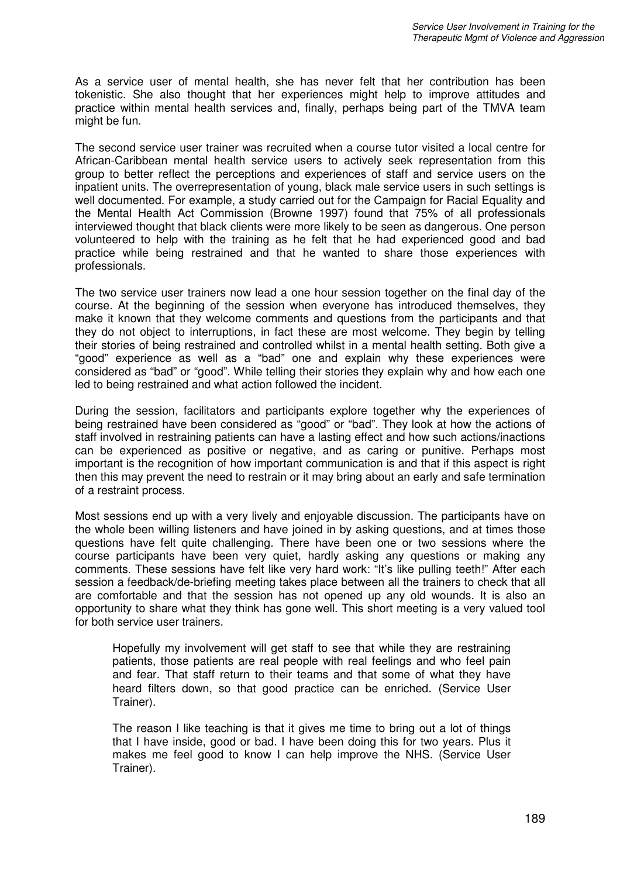As a service user of mental health, she has never felt that her contribution has been tokenistic. She also thought that her experiences might help to improve attitudes and practice within mental health services and, finally, perhaps being part of the TMVA team might be fun.

The second service user trainer was recruited when a course tutor visited a local centre for African-Caribbean mental health service users to actively seek representation from this group to better reflect the perceptions and experiences of staff and service users on the inpatient units. The overrepresentation of young, black male service users in such settings is well documented. For example, a study carried out for the Campaign for Racial Equality and the Mental Health Act Commission (Browne 1997) found that 75% of all professionals interviewed thought that black clients were more likely to be seen as dangerous. One person volunteered to help with the training as he felt that he had experienced good and bad practice while being restrained and that he wanted to share those experiences with professionals.

The two service user trainers now lead a one hour session together on the final day of the course. At the beginning of the session when everyone has introduced themselves, they make it known that they welcome comments and questions from the participants and that they do not object to interruptions, in fact these are most welcome. They begin by telling their stories of being restrained and controlled whilst in a mental health setting. Both give a "good" experience as well as a "bad" one and explain why these experiences were considered as "bad" or "good". While telling their stories they explain why and how each one led to being restrained and what action followed the incident.

During the session, facilitators and participants explore together why the experiences of being restrained have been considered as "good" or "bad". They look at how the actions of staff involved in restraining patients can have a lasting effect and how such actions/inactions can be experienced as positive or negative, and as caring or punitive. Perhaps most important is the recognition of how important communication is and that if this aspect is right then this may prevent the need to restrain or it may bring about an early and safe termination of a restraint process.

Most sessions end up with a very lively and enjoyable discussion. The participants have on the whole been willing listeners and have joined in by asking questions, and at times those questions have felt quite challenging. There have been one or two sessions where the course participants have been very quiet, hardly asking any questions or making any comments. These sessions have felt like very hard work: "It's like pulling teeth!" After each session a feedback/de-briefing meeting takes place between all the trainers to check that all are comfortable and that the session has not opened up any old wounds. It is also an opportunity to share what they think has gone well. This short meeting is a very valued tool for both service user trainers.

> Hopefully my involvement will get staff to see that while they are restraining patients, those patients are real people with real feelings and who feel pain and fear. That staff return to their teams and that some of what they have heard filters down, so that good practice can be enriched. (Service User Trainer).

> The reason I like teaching is that it gives me time to bring out a lot of things that I have inside, good or bad. I have been doing this for two years. Plus it makes me feel good to know I can help improve the NHS. (Service User Trainer).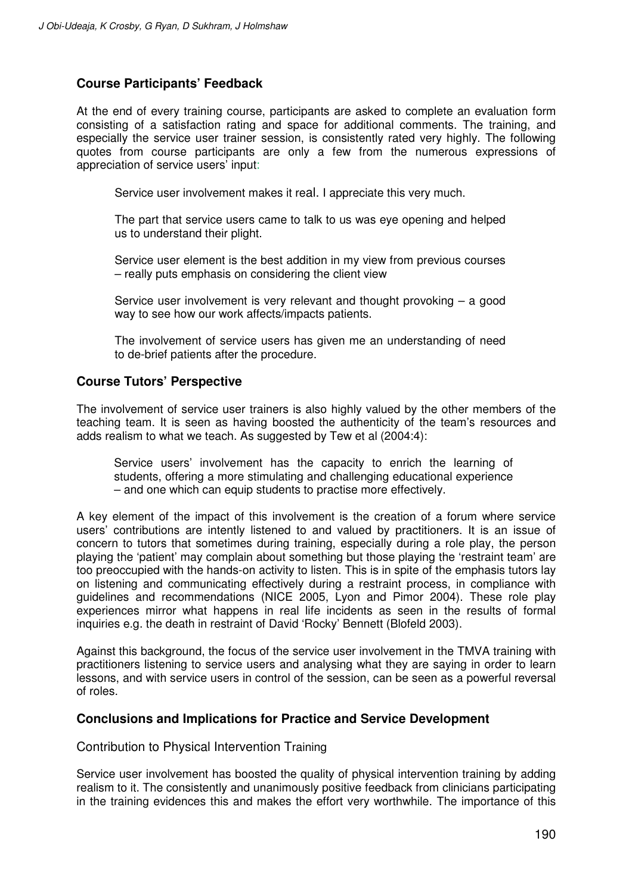## Course Participants' Feedback

At the end of every training course, participants are asked to complete an evaluation form consisting of a satisfaction rating and space for additional comments. The training, and especially the service user trainer session, is consistently rated very highly. The following quotes from course participants are only a few from the numerous expressions of appreciation of service users' input:

> Service user involvement makes it real. I appreciate this very much.
>
> The part that service users came to talk to us was eye opening and helped us to understand their plight.
>
> Service user element is the best addition in my view from previous courses – really puts emphasis on considering the client view
>
> Service user involvement is very relevant and thought provoking – a good way to see how our work affects/impacts patients.
>
> The involvement of service users has given me an understanding of need to de-brief patients after the procedure.

## Course Tutors' Perspective

The involvement of service user trainers is also highly valued by the other members of the teaching team. It is seen as having boosted the authenticity of the team's resources and adds realism to what we teach. As suggested by Tew et al (2004:4):

> Service users' involvement has the capacity to enrich the learning of students, offering a more stimulating and challenging educational experience – and one which can equip students to practise more effectively.

A key element of the impact of this involvement is the creation of a forum where service users' contributions are intently listened to and valued by practitioners. It is an issue of concern to tutors that sometimes during training, especially during a role play, the person playing the 'patient' may complain about something but those playing the 'restraint team' are too preoccupied with the hands-on activity to listen. This is in spite of the emphasis tutors lay on listening and communicating effectively during a restraint process, in compliance with guidelines and recommendations (NICE 2005, Lyon and Pimor 2004). These role play experiences mirror what happens in real life incidents as seen in the results of formal inquiries e.g. the death in restraint of David 'Rocky' Bennett (Blofeld 2003).

Against this background, the focus of the service user involvement in the TMVA training with practitioners listening to service users and analysing what they are saying in order to learn lessons, and with service users in control of the session, can be seen as a powerful reversal of roles.

## Conclusions and Implications for Practice and Service Development

### Contribution to Physical Intervention Training

Service user involvement has boosted the quality of physical intervention training by adding realism to it. The consistently and unanimously positive feedback from clinicians participating in the training evidences this and makes the effort very worthwhile. The importance of this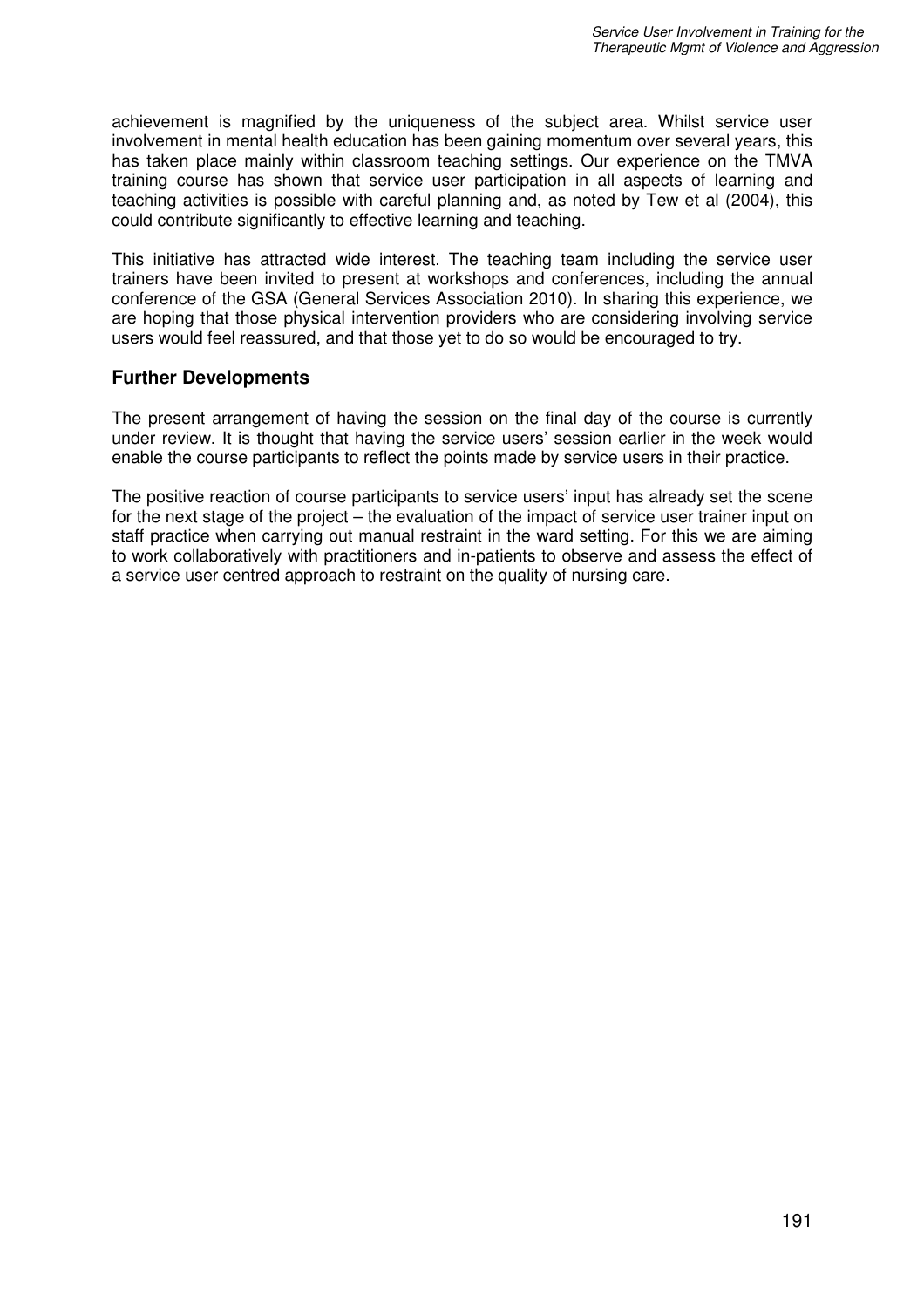achievement is magnified by the uniqueness of the subject area. Whilst service user involvement in mental health education has been gaining momentum over several years, this has taken place mainly within classroom teaching settings. Our experience on the TMVA training course has shown that service user participation in all aspects of learning and teaching activities is possible with careful planning and, as noted by Tew et al (2004), this could contribute significantly to effective learning and teaching.

This initiative has attracted wide interest. The teaching team including the service user trainers have been invited to present at workshops and conferences, including the annual conference of the GSA (General Services Association 2010). In sharing this experience, we are hoping that those physical intervention providers who are considering involving service users would feel reassured, and that those yet to do so would be encouraged to try.

## Further Developments

The present arrangement of having the session on the final day of the course is currently under review. It is thought that having the service users' session earlier in the week would enable the course participants to reflect the points made by service users in their practice.

The positive reaction of course participants to service users' input has already set the scene for the next stage of the project – the evaluation of the impact of service user trainer input on staff practice when carrying out manual restraint in the ward setting. For this we are aiming to work collaboratively with practitioners and in-patients to observe and assess the effect of a service user centred approach to restraint on the quality of nursing care.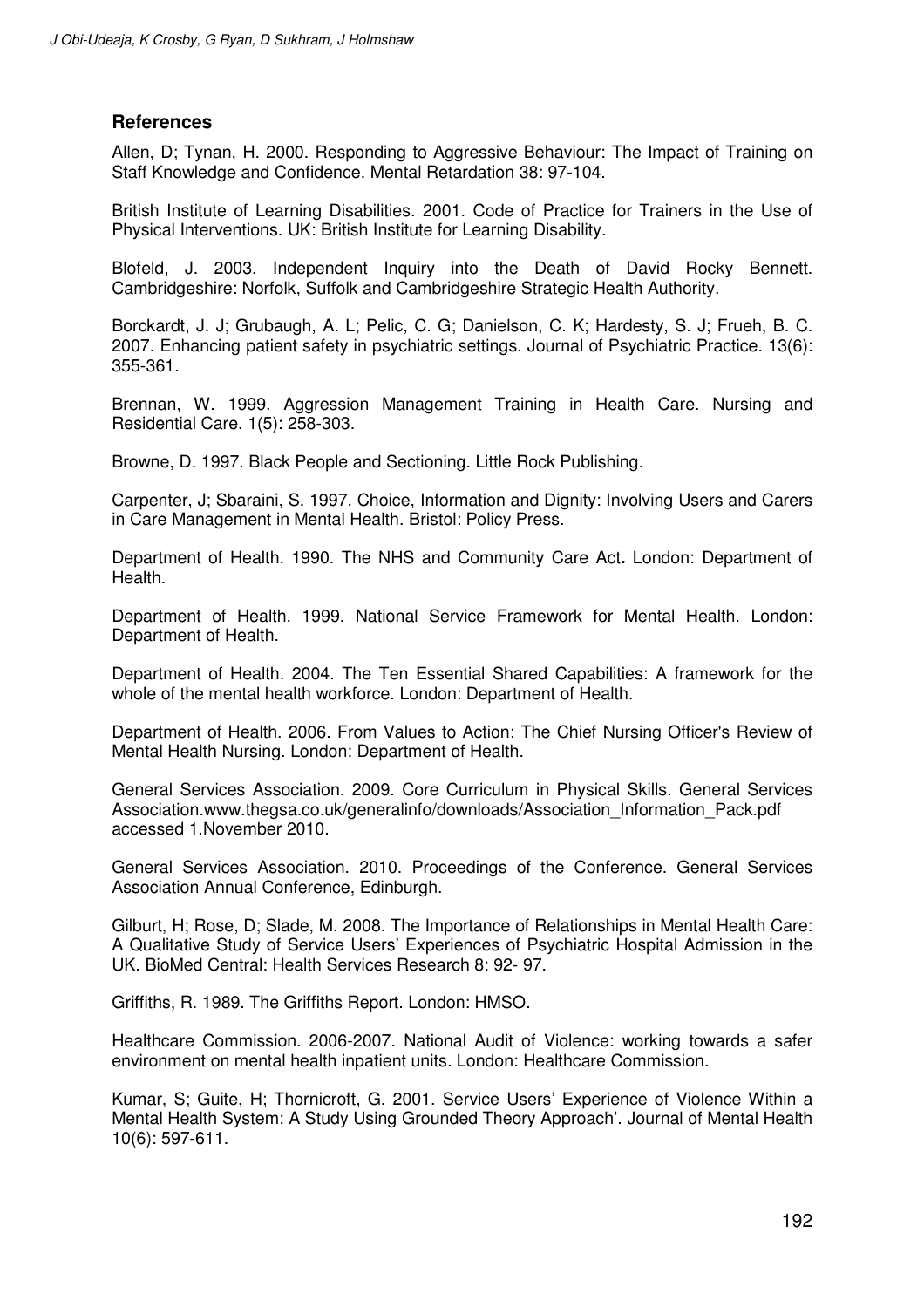## References

Allen, D; Tynan, H. 2000. Responding to Aggressive Behaviour: The Impact of Training on Staff Knowledge and Confidence. Mental Retardation 38: 97-104.

British Institute of Learning Disabilities. 2001. Code of Practice for Trainers in the Use of Physical Interventions. UK: British Institute for Learning Disability.

Blofeld, J. 2003. Independent Inquiry into the Death of David Rocky Bennett. Cambridgeshire: Norfolk, Suffolk and Cambridgeshire Strategic Health Authority.

Borckardt, J. J; Grubaugh, A. L; Pelic, C. G; Danielson, C. K; Hardesty, S. J; Frueh, B. C. 2007. Enhancing patient safety in psychiatric settings. Journal of Psychiatric Practice. 13(6): 355-361.

Brennan, W. 1999. Aggression Management Training in Health Care. Nursing and Residential Care. 1(5): 258-303.

Browne, D. 1997. Black People and Sectioning. Little Rock Publishing.

Carpenter, J; Sbaraini, S. 1997. Choice, Information and Dignity: Involving Users and Carers in Care Management in Mental Health. Bristol: Policy Press.

Department of Health. 1990. The NHS and Community Care Act**.** London: Department of Health.

Department of Health. 1999. National Service Framework for Mental Health. London: Department of Health.

Department of Health. 2004. The Ten Essential Shared Capabilities: A framework for the whole of the mental health workforce. London: Department of Health.

Department of Health. 2006. From Values to Action: The Chief Nursing Officer's Review of Mental Health Nursing. London: Department of Health.

General Services Association. 2009. Core Curriculum in Physical Skills. General Services Association.www.thegsa.co.uk/generalinfo/downloads/Association_Information_Pack.pdf accessed 1.November 2010.

General Services Association. 2010. Proceedings of the Conference. General Services Association Annual Conference, Edinburgh.

Gilburt, H; Rose, D; Slade, M. 2008. The Importance of Relationships in Mental Health Care: A Qualitative Study of Service Users' Experiences of Psychiatric Hospital Admission in the UK. BioMed Central: Health Services Research 8: 92- 97.

Griffiths, R. 1989. The Griffiths Report. London: HMSO.

Healthcare Commission. 2006-2007. National Audit of Violence: working towards a safer environment on mental health inpatient units. London: Healthcare Commission.

Kumar, S; Guite, H; Thornicroft, G. 2001. Service Users' Experience of Violence Within a Mental Health System: A Study Using Grounded Theory Approach'. Journal of Mental Health 10(6): 597-611.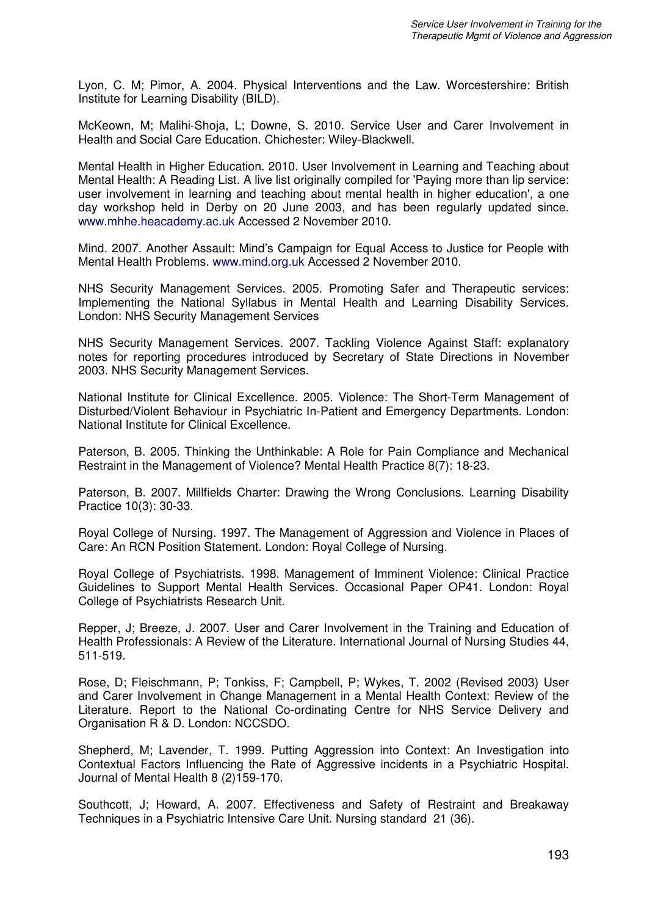Lyon, C. M; Pimor, A. 2004. Physical Interventions and the Law. Worcestershire: British Institute for Learning Disability (BILD).

McKeown, M; Malihi-Shoja, L; Downe, S. 2010. Service User and Carer Involvement in Health and Social Care Education. Chichester: Wiley-Blackwell.

Mental Health in Higher Education. 2010. User Involvement in Learning and Teaching about Mental Health: A Reading List. A live list originally compiled for 'Paying more than lip service: user involvement in learning and teaching about mental health in higher education', a one day workshop held in Derby on 20 June 2003, and has been regularly updated since. www.mhhe.heacademy.ac.uk Accessed 2 November 2010.

Mind. 2007. Another Assault: Mind's Campaign for Equal Access to Justice for People with Mental Health Problems. www.mind.org.uk Accessed 2 November 2010.

NHS Security Management Services. 2005. Promoting Safer and Therapeutic services: Implementing the National Syllabus in Mental Health and Learning Disability Services. London: NHS Security Management Services

NHS Security Management Services. 2007. Tackling Violence Against Staff: explanatory notes for reporting procedures introduced by Secretary of State Directions in November 2003. NHS Security Management Services.

National Institute for Clinical Excellence. 2005. Violence: The Short-Term Management of Disturbed/Violent Behaviour in Psychiatric In-Patient and Emergency Departments. London: National Institute for Clinical Excellence.

Paterson, B. 2005. Thinking the Unthinkable: A Role for Pain Compliance and Mechanical Restraint in the Management of Violence? Mental Health Practice 8(7): 18-23.

Paterson, B. 2007. Millfields Charter: Drawing the Wrong Conclusions. Learning Disability Practice 10(3): 30-33.

Royal College of Nursing. 1997. The Management of Aggression and Violence in Places of Care: An RCN Position Statement. London: Royal College of Nursing.

Royal College of Psychiatrists. 1998. Management of Imminent Violence: Clinical Practice Guidelines to Support Mental Health Services. Occasional Paper OP41. London: Royal College of Psychiatrists Research Unit.

Repper, J; Breeze, J. 2007. User and Carer Involvement in the Training and Education of Health Professionals: A Review of the Literature. International Journal of Nursing Studies 44, 511-519.

Rose, D; Fleischmann, P; Tonkiss, F; Campbell, P; Wykes, T. 2002 (Revised 2003) User and Carer Involvement in Change Management in a Mental Health Context: Review of the Literature. Report to the National Co-ordinating Centre for NHS Service Delivery and Organisation R & D. London: NCCSDO.

Shepherd, M; Lavender, T. 1999. Putting Aggression into Context: An Investigation into Contextual Factors Influencing the Rate of Aggressive incidents in a Psychiatric Hospital. Journal of Mental Health 8 (2)159-170.

Southcott, J; Howard, A. 2007. Effectiveness and Safety of Restraint and Breakaway Techniques in a Psychiatric Intensive Care Unit. Nursing standard 21 (36).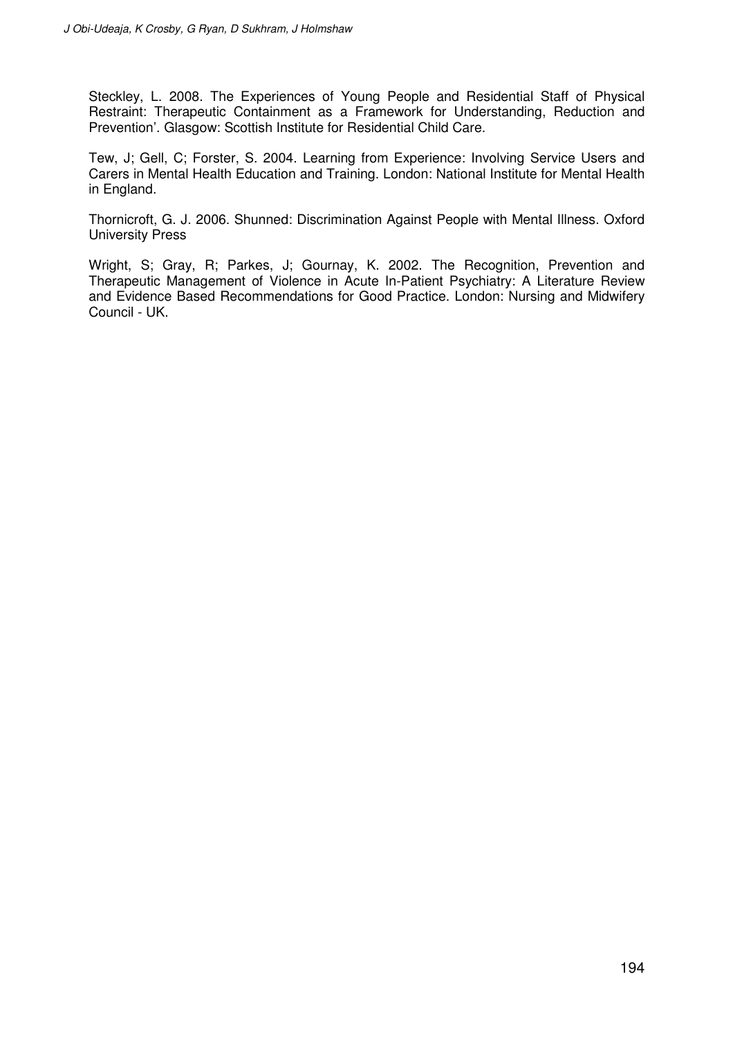Steckley, L. 2008. The Experiences of Young People and Residential Staff of Physical Restraint: Therapeutic Containment as a Framework for Understanding, Reduction and Prevention'. Glasgow: Scottish Institute for Residential Child Care.

Tew, J; Gell, C; Forster, S. 2004. Learning from Experience: Involving Service Users and Carers in Mental Health Education and Training. London: National Institute for Mental Health in England.

Thornicroft, G. J. 2006. Shunned: Discrimination Against People with Mental Illness. Oxford University Press

Wright, S; Gray, R; Parkes, J; Gournay, K. 2002. The Recognition, Prevention and Therapeutic Management of Violence in Acute In-Patient Psychiatry: A Literature Review and Evidence Based Recommendations for Good Practice. London: Nursing and Midwifery Council - UK.